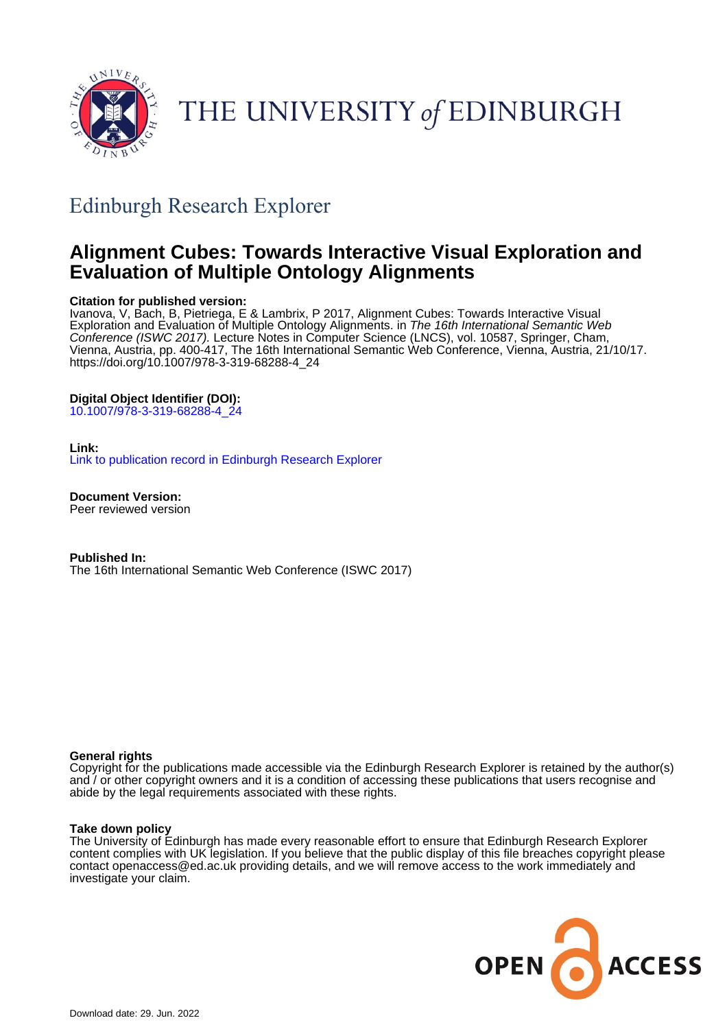# THE UNIVERSITY of EDINBURGH

## Edinburgh Research Explorer

# Alignment Cubes: Towards Interactive Visual Exploration and Evaluation of Multiple Ontology Alignments

**Citation for published version:**
Ivanova, V, Bach, B, Pietriega, E & Lambrix, P 2017, Alignment Cubes: Towards Interactive Visual Exploration and Evaluation of Multiple Ontology Alignments. in *The 16th International Semantic Web Conference (ISWC 2017).* Lecture Notes in Computer Science (LNCS), vol. 10587, Springer, Cham, Vienna, Austria, pp. 400-417, The 16th International Semantic Web Conference, Vienna, Austria, 21/10/17. https://doi.org/10.1007/978-3-319-68288-4_24

**Digital Object Identifier (DOI):**
10.1007/978-3-319-68288-4_24

**Link:**
Link to publication record in Edinburgh Research Explorer

**Document Version:**
Peer reviewed version

**Published In:**
The 16th International Semantic Web Conference (ISWC 2017)

**General rights**
Copyright for the publications made accessible via the Edinburgh Research Explorer is retained by the author(s) and / or other copyright owners and it is a condition of accessing these publications that users recognise and abide by the legal requirements associated with these rights.

**Take down policy**
The University of Edinburgh has made every reasonable effort to ensure that Edinburgh Research Explorer content complies with UK legislation. If you believe that the public display of this file breaches copyright please contact openaccess@ed.ac.uk providing details, and we will remove access to the work immediately and investigate your claim.

OPEN ACCESS

Download date: 29. Jun. 2022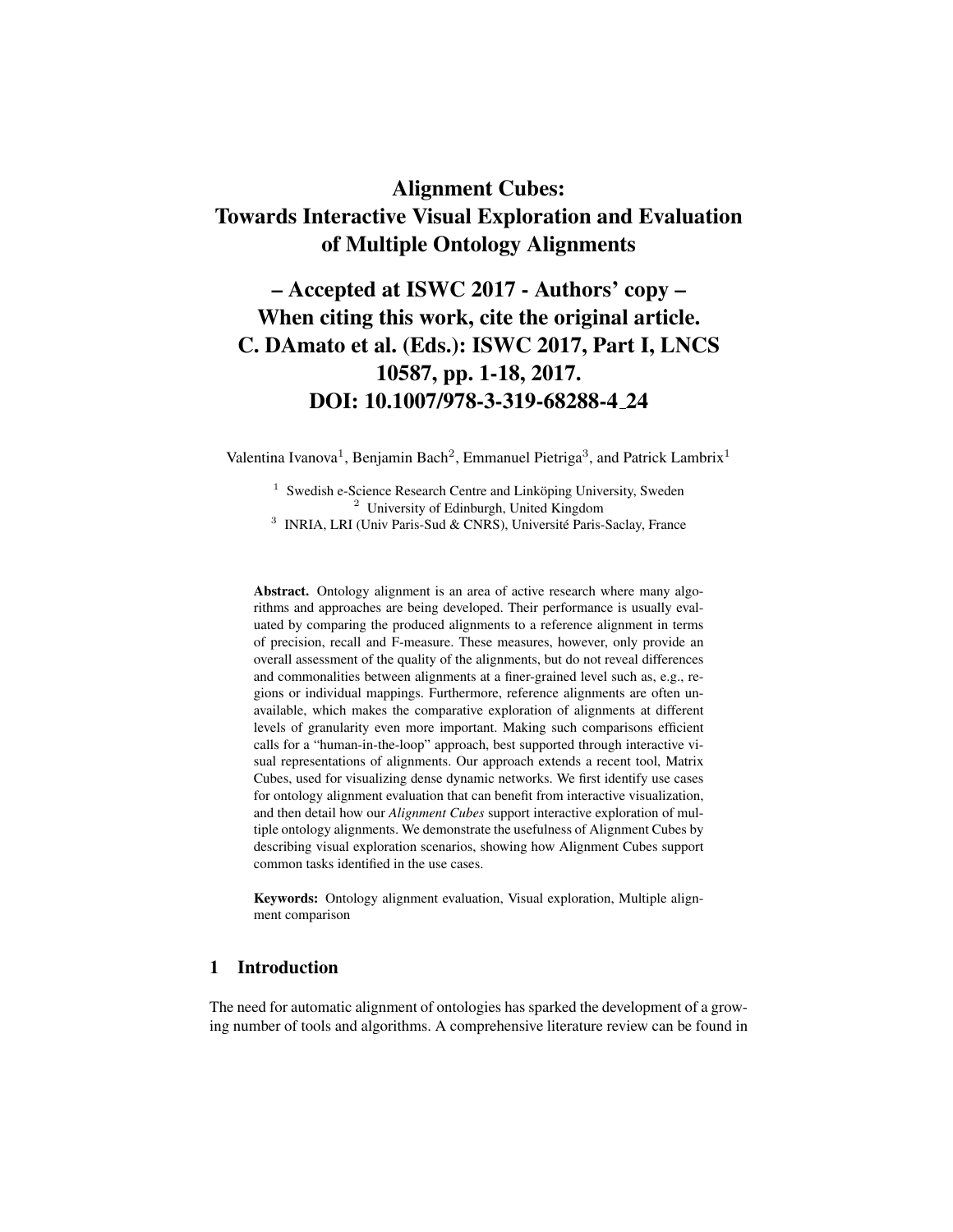# Alignment Cubes: Towards Interactive Visual Exploration and Evaluation of Multiple Ontology Alignments

# – Accepted at ISWC 2017 - Authors' copy – When citing this work, cite the original article. C. DAmato et al. (Eds.): ISWC 2017, Part I, LNCS 10587, pp. 1-18, 2017. DOI: 10.1007/978-3-319-68288-4_24

Valentina Ivanova[1], Benjamin Bach[2], Emmanuel Pietriga[3], and Patrick Lambrix[1]

[1] Swedish e-Science Research Centre and Linköping University, Sweden
[2] University of Edinburgh, United Kingdom
[3] INRIA, LRI (Univ Paris-Sud & CNRS), Université Paris-Saclay, France

**Abstract.** Ontology alignment is an area of active research where many algorithms and approaches are being developed. Their performance is usually evaluated by comparing the produced alignments to a reference alignment in terms of precision, recall and F-measure. These measures, however, only provide an overall assessment of the quality of the alignments, but do not reveal differences and commonalities between alignments at a finer-grained level such as, e.g., regions or individual mappings. Furthermore, reference alignments are often unavailable, which makes the comparative exploration of alignments at different levels of granularity even more important. Making such comparisons efficient calls for a "human-in-the-loop" approach, best supported through interactive visual representations of alignments. Our approach extends a recent tool, Matrix Cubes, used for visualizing dense dynamic networks. We first identify use cases for ontology alignment evaluation that can benefit from interactive visualization, and then detail how our *Alignment Cubes* support interactive exploration of multiple ontology alignments. We demonstrate the usefulness of Alignment Cubes by describing visual exploration scenarios, showing how Alignment Cubes support common tasks identified in the use cases.

**Keywords:** Ontology alignment evaluation, Visual exploration, Multiple alignment comparison

## 1 Introduction

The need for automatic alignment of ontologies has sparked the development of a growing number of tools and algorithms. A comprehensive literature review can be found in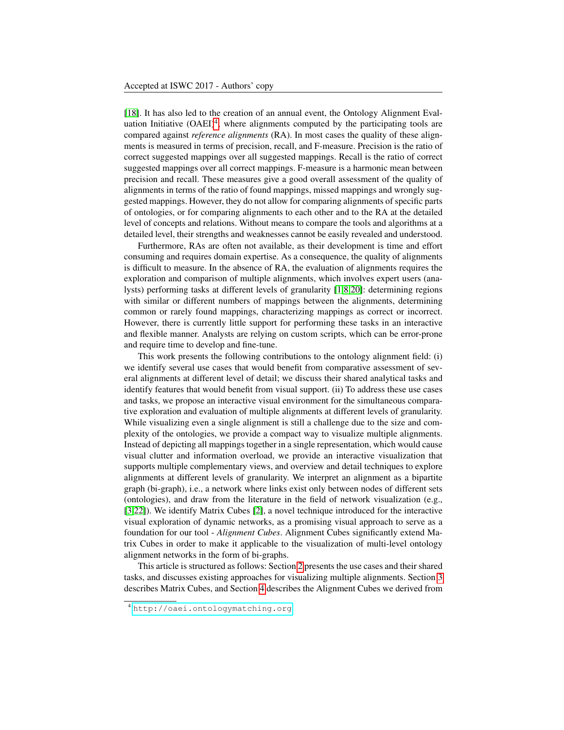[18]. It has also led to the creation of an annual event, the Ontology Alignment Evaluation Initiative (OAEI)[4], where alignments computed by the participating tools are compared against *reference alignments* (RA). In most cases the quality of these alignments is measured in terms of precision, recall, and F-measure. Precision is the ratio of correct suggested mappings over all suggested mappings. Recall is the ratio of correct suggested mappings over all correct mappings. F-measure is a harmonic mean between precision and recall. These measures give a good overall assessment of the quality of alignments in terms of the ratio of found mappings, missed mappings and wrongly suggested mappings. However, they do not allow for comparing alignments of specific parts of ontologies, or for comparing alignments to each other and to the RA at the detailed level of concepts and relations. Without means to compare the tools and algorithms at a detailed level, their strengths and weaknesses cannot be easily revealed and understood.

Furthermore, RAs are often not available, as their development is time and effort consuming and requires domain expertise. As a consequence, the quality of alignments is difficult to measure. In the absence of RA, the evaluation of alignments requires the exploration and comparison of multiple alignments, which involves expert users (analysts) performing tasks at different levels of granularity [1,8,20]: determining regions with similar or different numbers of mappings between the alignments, determining common or rarely found mappings, characterizing mappings as correct or incorrect. However, there is currently little support for performing these tasks in an interactive and flexible manner. Analysts are relying on custom scripts, which can be error-prone and require time to develop and fine-tune.

This work presents the following contributions to the ontology alignment field: (i) we identify several use cases that would benefit from comparative assessment of several alignments at different level of detail; we discuss their shared analytical tasks and identify features that would benefit from visual support. (ii) To address these use cases and tasks, we propose an interactive visual environment for the simultaneous comparative exploration and evaluation of multiple alignments at different levels of granularity. While visualizing even a single alignment is still a challenge due to the size and complexity of the ontologies, we provide a compact way to visualize multiple alignments. Instead of depicting all mappings together in a single representation, which would cause visual clutter and information overload, we provide an interactive visualization that supports multiple complementary views, and overview and detail techniques to explore alignments at different levels of granularity. We interpret an alignment as a bipartite graph (bi-graph), i.e., a network where links exist only between nodes of different sets (ontologies), and draw from the literature in the field of network visualization (e.g., [3,22]). We identify Matrix Cubes [2], a novel technique introduced for the interactive visual exploration of dynamic networks, as a promising visual approach to serve as a foundation for our tool - *Alignment Cubes*. Alignment Cubes significantly extend Matrix Cubes in order to make it applicable to the visualization of multi-level ontology alignment networks in the form of bi-graphs.

This article is structured as follows: Section 2 presents the use cases and their shared tasks, and discusses existing approaches for visualizing multiple alignments. Section 3 describes Matrix Cubes, and Section 4 describes the Alignment Cubes we derived from

[4] http://oaei.ontologymatching.org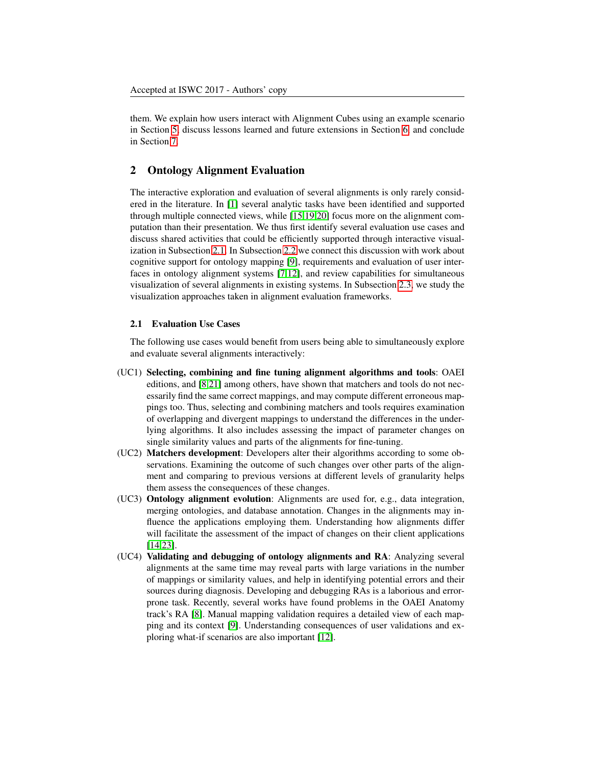them. We explain how users interact with Alignment Cubes using an example scenario in Section 5, discuss lessons learned and future extensions in Section 6, and conclude in Section 7.

## 2 Ontology Alignment Evaluation

The interactive exploration and evaluation of several alignments is only rarely considered in the literature. In [1] several analytic tasks have been identified and supported through multiple connected views, while [15,19,20] focus more on the alignment computation than their presentation. We thus first identify several evaluation use cases and discuss shared activities that could be efficiently supported through interactive visualization in Subsection 2.1. In Subsection 2.2 we connect this discussion with work about cognitive support for ontology mapping [9], requirements and evaluation of user interfaces in ontology alignment systems [7,12], and review capabilities for simultaneous visualization of several alignments in existing systems. In Subsection 2.3, we study the visualization approaches taken in alignment evaluation frameworks.

### 2.1 Evaluation Use Cases

The following use cases would benefit from users being able to simultaneously explore and evaluate several alignments interactively:

- (UC1) **Selecting, combining and fine tuning alignment algorithms and tools**: OAEI editions, and [8,21] among others, have shown that matchers and tools do not necessarily find the same correct mappings, and may compute different erroneous mappings too. Thus, selecting and combining matchers and tools requires examination of overlapping and divergent mappings to understand the differences in the underlying algorithms. It also includes assessing the impact of parameter changes on single similarity values and parts of the alignments for fine-tuning.
- (UC2) **Matchers development**: Developers alter their algorithms according to some observations. Examining the outcome of such changes over other parts of the alignment and comparing to previous versions at different levels of granularity helps them assess the consequences of these changes.
- (UC3) **Ontology alignment evolution**: Alignments are used for, e.g., data integration, merging ontologies, and database annotation. Changes in the alignments may influence the applications employing them. Understanding how alignments differ will facilitate the assessment of the impact of changes on their client applications [14,23].
- (UC4) **Validating and debugging of ontology alignments and RA**: Analyzing several alignments at the same time may reveal parts with large variations in the number of mappings or similarity values, and help in identifying potential errors and their sources during diagnosis. Developing and debugging RAs is a laborious and error-prone task. Recently, several works have found problems in the OAEI Anatomy track's RA [8]. Manual mapping validation requires a detailed view of each mapping and its context [9]. Understanding consequences of user validations and exploring what-if scenarios are also important [12].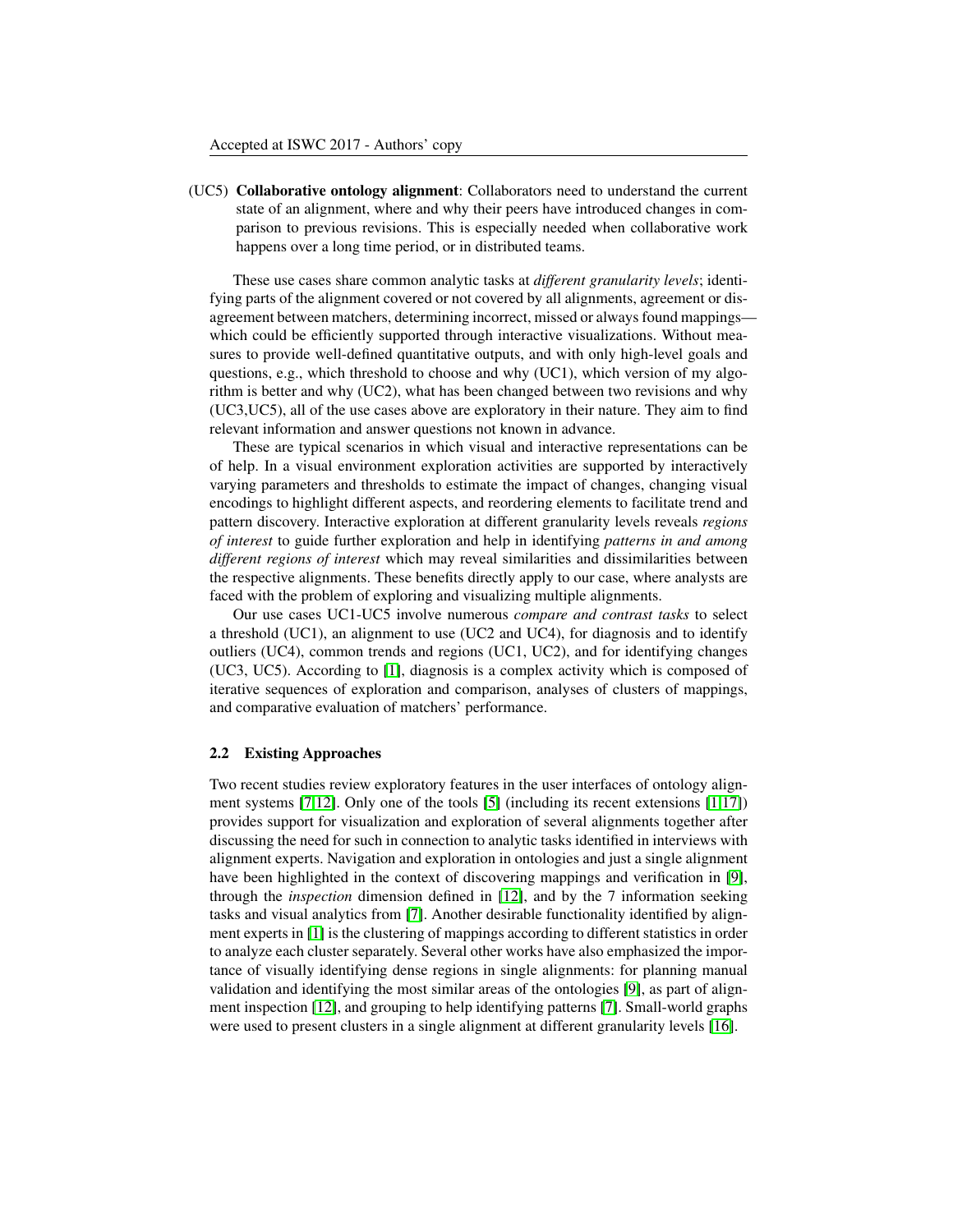(UC5) **Collaborative ontology alignment**: Collaborators need to understand the current state of an alignment, where and why their peers have introduced changes in comparison to previous revisions. This is especially needed when collaborative work happens over a long time period, or in distributed teams.

These use cases share common analytic tasks at *different granularity levels*; identifying parts of the alignment covered or not covered by all alignments, agreement or disagreement between matchers, determining incorrect, missed or always found mappings—which could be efficiently supported through interactive visualizations. Without measures to provide well-defined quantitative outputs, and with only high-level goals and questions, e.g., which threshold to choose and why (UC1), which version of my algorithm is better and why (UC2), what has been changed between two revisions and why (UC3,UC5), all of the use cases above are exploratory in their nature. They aim to find relevant information and answer questions not known in advance.

These are typical scenarios in which visual and interactive representations can be of help. In a visual environment exploration activities are supported by interactively varying parameters and thresholds to estimate the impact of changes, changing visual encodings to highlight different aspects, and reordering elements to facilitate trend and pattern discovery. Interactive exploration at different granularity levels reveals *regions of interest* to guide further exploration and help in identifying *patterns in and among different regions of interest* which may reveal similarities and dissimilarities between the respective alignments. These benefits directly apply to our case, where analysts are faced with the problem of exploring and visualizing multiple alignments.

Our use cases UC1-UC5 involve numerous *compare and contrast tasks* to select a threshold (UC1), an alignment to use (UC2 and UC4), for diagnosis and to identify outliers (UC4), common trends and regions (UC1, UC2), and for identifying changes (UC3, UC5). According to [1], diagnosis is a complex activity which is composed of iterative sequences of exploration and comparison, analyses of clusters of mappings, and comparative evaluation of matchers' performance.

### 2.2 Existing Approaches

Two recent studies review exploratory features in the user interfaces of ontology alignment systems [7,12]. Only one of the tools [5] (including its recent extensions [1,17]) provides support for visualization and exploration of several alignments together after discussing the need for such in connection to analytic tasks identified in interviews with alignment experts. Navigation and exploration in ontologies and just a single alignment have been highlighted in the context of discovering mappings and verification in [9], through the *inspection* dimension defined in [12], and by the 7 information seeking tasks and visual analytics from [7]. Another desirable functionality identified by alignment experts in [1] is the clustering of mappings according to different statistics in order to analyze each cluster separately. Several other works have also emphasized the importance of visually identifying dense regions in single alignments: for planning manual validation and identifying the most similar areas of the ontologies [9], as part of alignment inspection [12], and grouping to help identifying patterns [7]. Small-world graphs were used to present clusters in a single alignment at different granularity levels [16].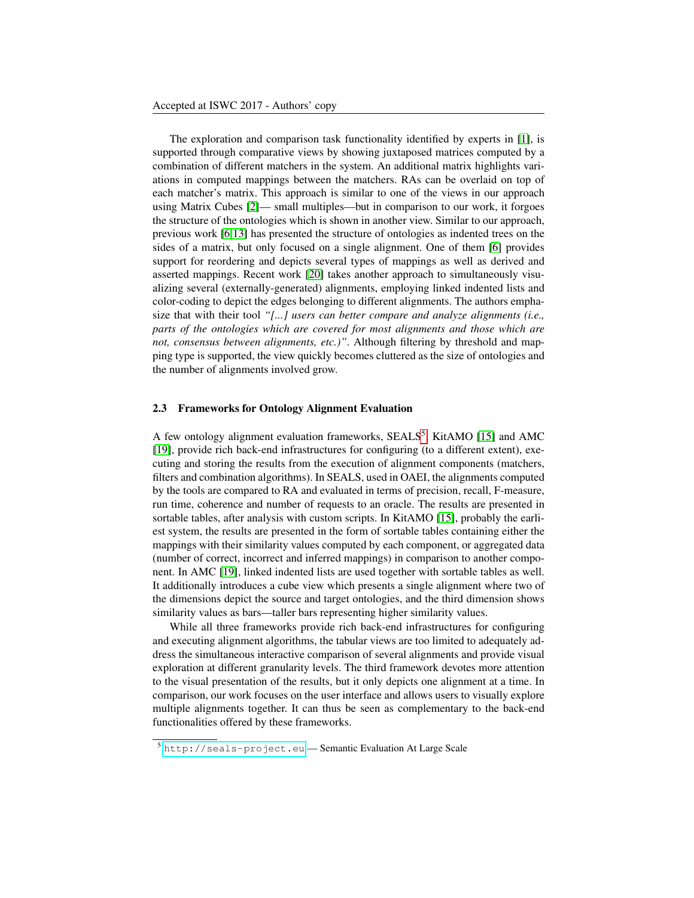The exploration and comparison task functionality identified by experts in [1], is supported through comparative views by showing juxtaposed matrices computed by a combination of different matchers in the system. An additional matrix highlights variations in computed mappings between the matchers. RAs can be overlaid on top of each matcher's matrix. This approach is similar to one of the views in our approach using Matrix Cubes [2]— small multiples—but in comparison to our work, it forgoes the structure of the ontologies which is shown in another view. Similar to our approach, previous work [6,13] has presented the structure of ontologies as indented trees on the sides of a matrix, but only focused on a single alignment. One of them [6] provides support for reordering and depicts several types of mappings as well as derived and asserted mappings. Recent work [20] takes another approach to simultaneously visualizing several (externally-generated) alignments, employing linked indented lists and color-coding to depict the edges belonging to different alignments. The authors emphasize that with their tool *"[...] users can better compare and analyze alignments (i.e., parts of the ontologies which are covered for most alignments and those which are not, consensus between alignments, etc.)"*. Although filtering by threshold and mapping type is supported, the view quickly becomes cluttered as the size of ontologies and the number of alignments involved grow.

### 2.3 Frameworks for Ontology Alignment Evaluation

A few ontology alignment evaluation frameworks, SEALS[5], KitAMO [15] and AMC [19], provide rich back-end infrastructures for configuring (to a different extent), executing and storing the results from the execution of alignment components (matchers, filters and combination algorithms). In SEALS, used in OAEI, the alignments computed by the tools are compared to RA and evaluated in terms of precision, recall, F-measure, run time, coherence and number of requests to an oracle. The results are presented in sortable tables, after analysis with custom scripts. In KitAMO [15], probably the earliest system, the results are presented in the form of sortable tables containing either the mappings with their similarity values computed by each component, or aggregated data (number of correct, incorrect and inferred mappings) in comparison to another component. In AMC [19], linked indented lists are used together with sortable tables as well. It additionally introduces a cube view which presents a single alignment where two of the dimensions depict the source and target ontologies, and the third dimension shows similarity values as bars—taller bars representing higher similarity values.

While all three frameworks provide rich back-end infrastructures for configuring and executing alignment algorithms, the tabular views are too limited to adequately address the simultaneous interactive comparison of several alignments and provide visual exploration at different granularity levels. The third framework devotes more attention to the visual presentation of the results, but it only depicts one alignment at a time. In comparison, our work focuses on the user interface and allows users to visually explore multiple alignments together. It can thus be seen as complementary to the back-end functionalities offered by these frameworks.

[5] http://seals-project.eu — Semantic Evaluation At Large Scale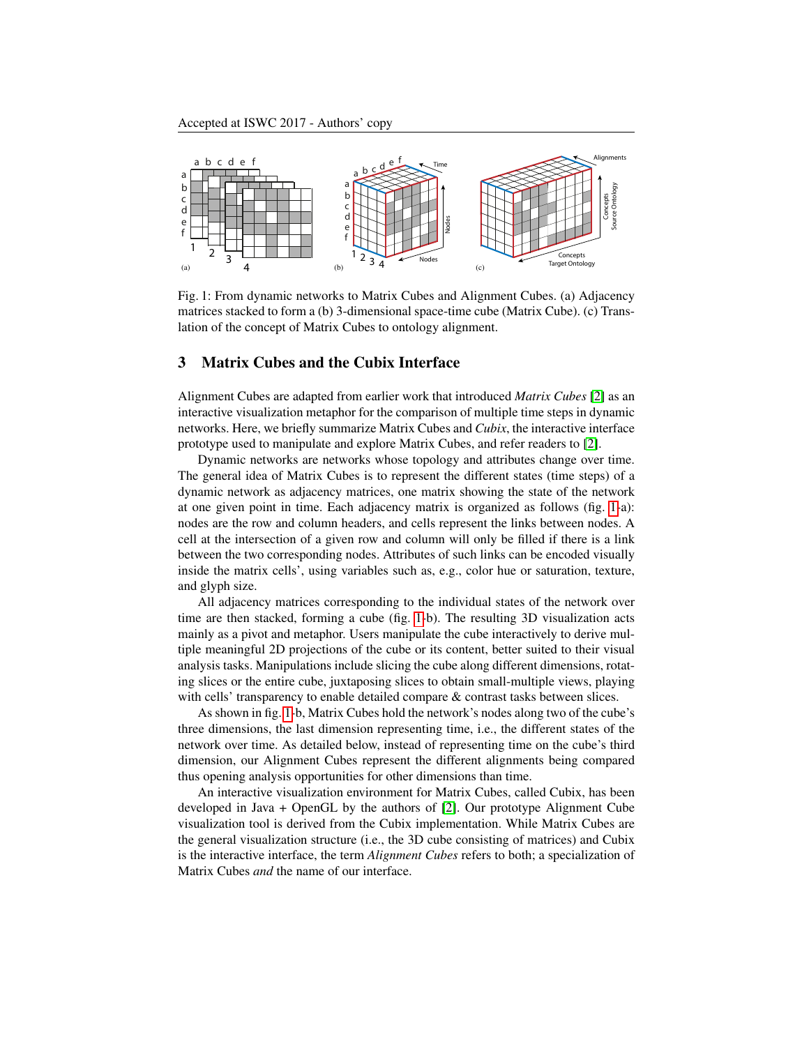Fig. 1: From dynamic networks to Matrix Cubes and Alignment Cubes. (a) Adjacency matrices stacked to form a (b) 3-dimensional space-time cube (Matrix Cube). (c) Translation of the concept of Matrix Cubes to ontology alignment.

## 3 Matrix Cubes and the Cubix Interface

Alignment Cubes are adapted from earlier work that introduced *Matrix Cubes* [2] as an interactive visualization metaphor for the comparison of multiple time steps in dynamic networks. Here, we briefly summarize Matrix Cubes and *Cubix*, the interactive interface prototype used to manipulate and explore Matrix Cubes, and refer readers to [2].

Dynamic networks are networks whose topology and attributes change over time. The general idea of Matrix Cubes is to represent the different states (time steps) of a dynamic network as adjacency matrices, one matrix showing the state of the network at one given point in time. Each adjacency matrix is organized as follows (fig. 1-a): nodes are the row and column headers, and cells represent the links between nodes. A cell at the intersection of a given row and column will only be filled if there is a link between the two corresponding nodes. Attributes of such links can be encoded visually inside the matrix cells', using variables such as, e.g., color hue or saturation, texture, and glyph size.

All adjacency matrices corresponding to the individual states of the network over time are then stacked, forming a cube (fig. 1-b). The resulting 3D visualization acts mainly as a pivot and metaphor. Users manipulate the cube interactively to derive multiple meaningful 2D projections of the cube or its content, better suited to their visual analysis tasks. Manipulations include slicing the cube along different dimensions, rotating slices or the entire cube, juxtaposing slices to obtain small-multiple views, playing with cells' transparency to enable detailed compare & contrast tasks between slices.

As shown in fig. 1-b, Matrix Cubes hold the network's nodes along two of the cube's three dimensions, the last dimension representing time, i.e., the different states of the network over time. As detailed below, instead of representing time on the cube's third dimension, our Alignment Cubes represent the different alignments being compared thus opening analysis opportunities for other dimensions than time.

An interactive visualization environment for Matrix Cubes, called Cubix, has been developed in Java + OpenGL by the authors of [2]. Our prototype Alignment Cube visualization tool is derived from the Cubix implementation. While Matrix Cubes are the general visualization structure (i.e., the 3D cube consisting of matrices) and Cubix is the interactive interface, the term *Alignment Cubes* refers to both; a specialization of Matrix Cubes *and* the name of our interface.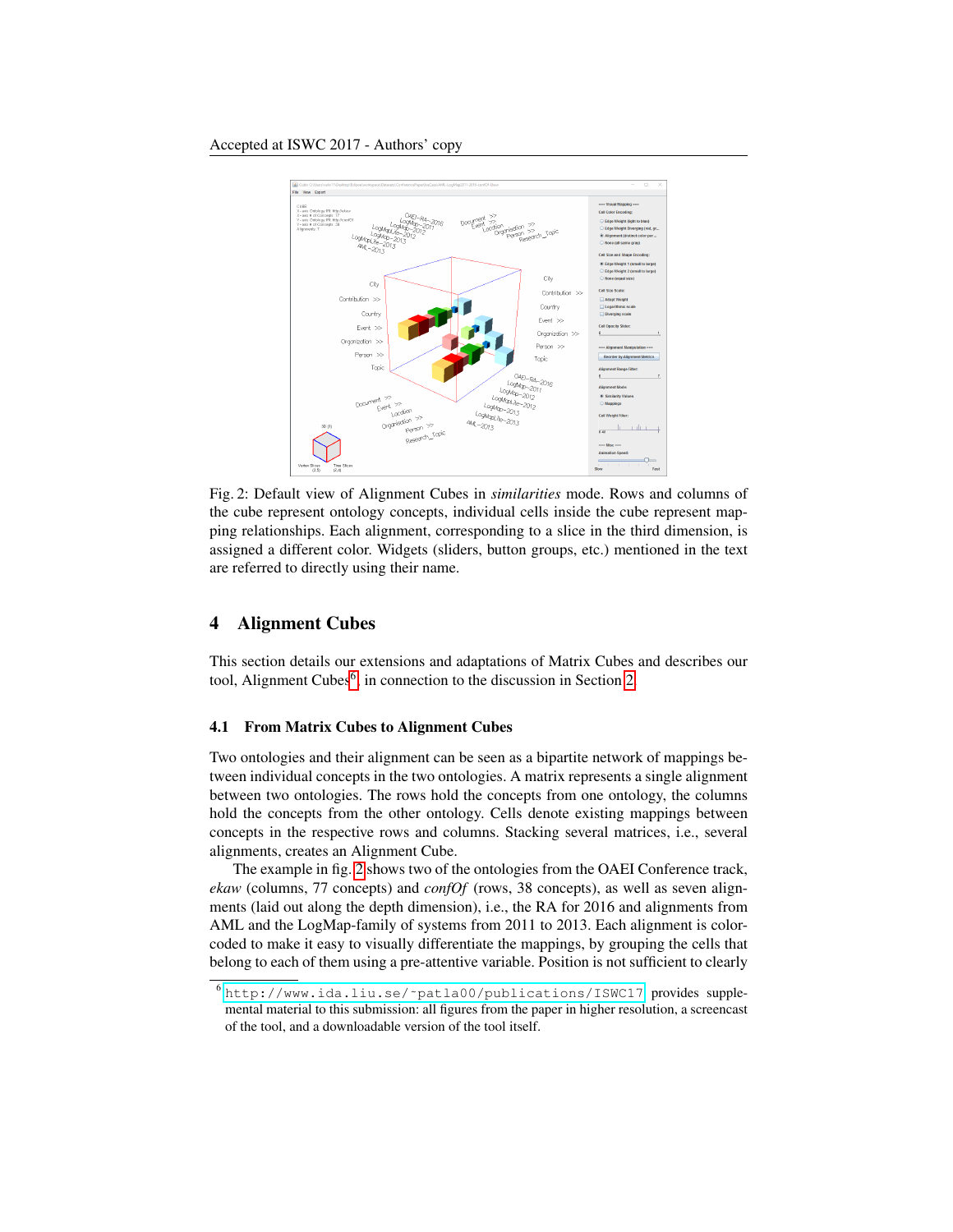Fig. 2: Default view of Alignment Cubes in *similarities* mode. Rows and columns of the cube represent ontology concepts, individual cells inside the cube represent mapping relationships. Each alignment, corresponding to a slice in the third dimension, is assigned a different color. Widgets (sliders, button groups, etc.) mentioned in the text are referred to directly using their name.

## 4 Alignment Cubes

This section details our extensions and adaptations of Matrix Cubes and describes our tool, Alignment Cubes[6], in connection to the discussion in Section 2.

### 4.1 From Matrix Cubes to Alignment Cubes

Two ontologies and their alignment can be seen as a bipartite network of mappings between individual concepts in the two ontologies. A matrix represents a single alignment between two ontologies. The rows hold the concepts from one ontology, the columns hold the concepts from the other ontology. Cells denote existing mappings between concepts in the respective rows and columns. Stacking several matrices, i.e., several alignments, creates an Alignment Cube.

The example in fig. 2 shows two of the ontologies from the OAEI Conference track, *ekaw* (columns, 77 concepts) and *confOf* (rows, 38 concepts), as well as seven alignments (laid out along the depth dimension), i.e., the RA for 2016 and alignments from AML and the LogMap-family of systems from 2011 to 2013. Each alignment is color-coded to make it easy to visually differentiate the mappings, by grouping the cells that belong to each of them using a pre-attentive variable. Position is not sufficient to clearly

[6] http://www.ida.liu.se/~patla00/publications/ISWC17 provides supplemental material to this submission: all figures from the paper in higher resolution, a screencast of the tool, and a downloadable version of the tool itself.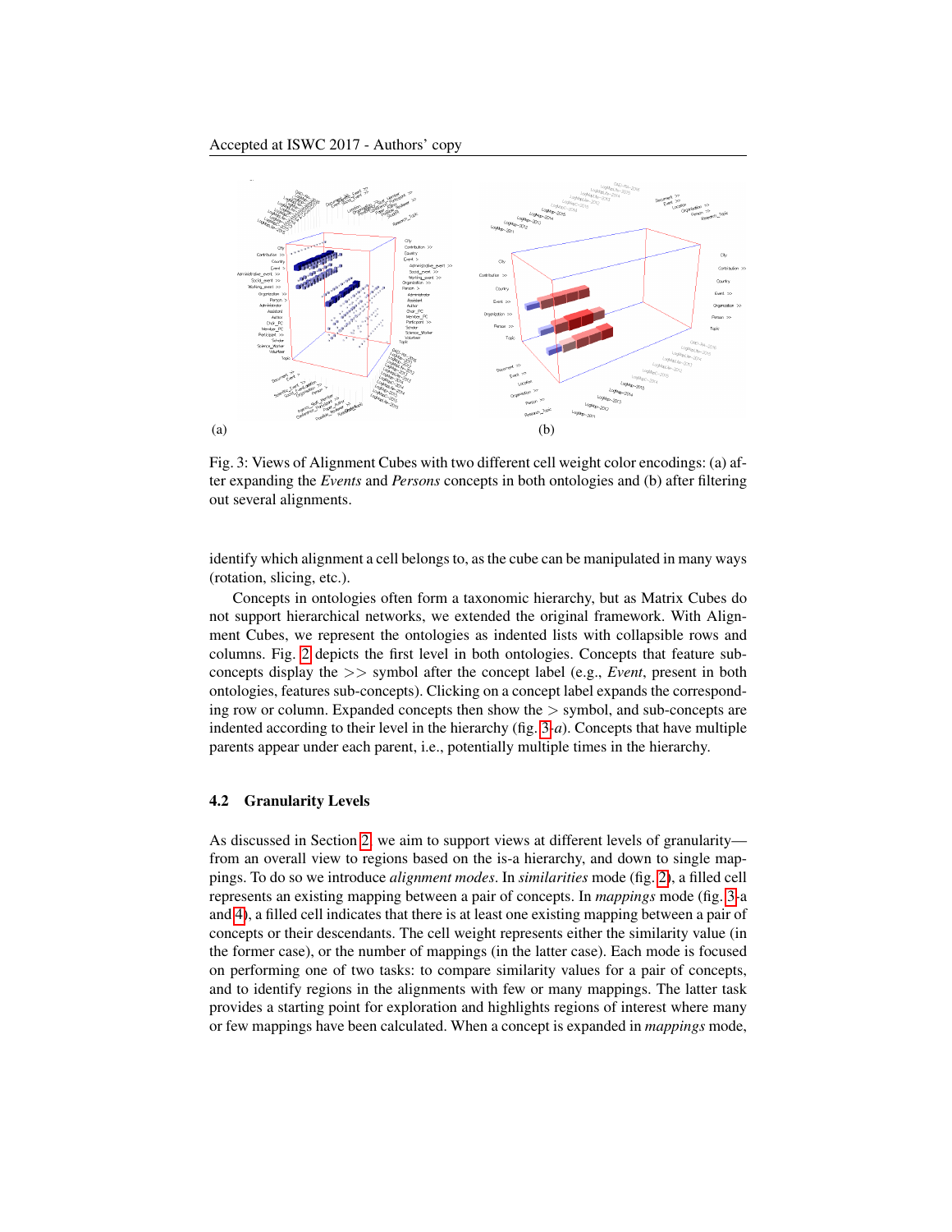(a)

(b)

Fig. 3: Views of Alignment Cubes with two different cell weight color encodings: (a) after expanding the *Events* and *Persons* concepts in both ontologies and (b) after filtering out several alignments.

identify which alignment a cell belongs to, as the cube can be manipulated in many ways (rotation, slicing, etc.).

Concepts in ontologies often form a taxonomic hierarchy, but as Matrix Cubes do not support hierarchical networks, we extended the original framework. With Alignment Cubes, we represent the ontologies as indented lists with collapsible rows and columns. Fig. 2 depicts the first level in both ontologies. Concepts that feature sub-concepts display the $>>$ symbol after the concept label (e.g., *Event*, present in both ontologies, features sub-concepts). Clicking on a concept label expands the corresponding row or column. Expanded concepts then show the $>$ symbol, and sub-concepts are indented according to their level in the hierarchy (fig. 3-*a*). Concepts that have multiple parents appear under each parent, i.e., potentially multiple times in the hierarchy.

### 4.2 Granularity Levels

As discussed in Section 2, we aim to support views at different levels of granularity—from an overall view to regions based on the is-a hierarchy, and down to single mappings. To do so we introduce *alignment modes*. In *similarities* mode (fig. 2), a filled cell represents an existing mapping between a pair of concepts. In *mappings* mode (fig. 3-a and 4), a filled cell indicates that there is at least one existing mapping between a pair of concepts or their descendants. The cell weight represents either the similarity value (in the former case), or the number of mappings (in the latter case). Each mode is focused on performing one of two tasks: to compare similarity values for a pair of concepts, and to identify regions in the alignments with few or many mappings. The latter task provides a starting point for exploration and highlights regions of interest where many or few mappings have been calculated. When a concept is expanded in *mappings* mode,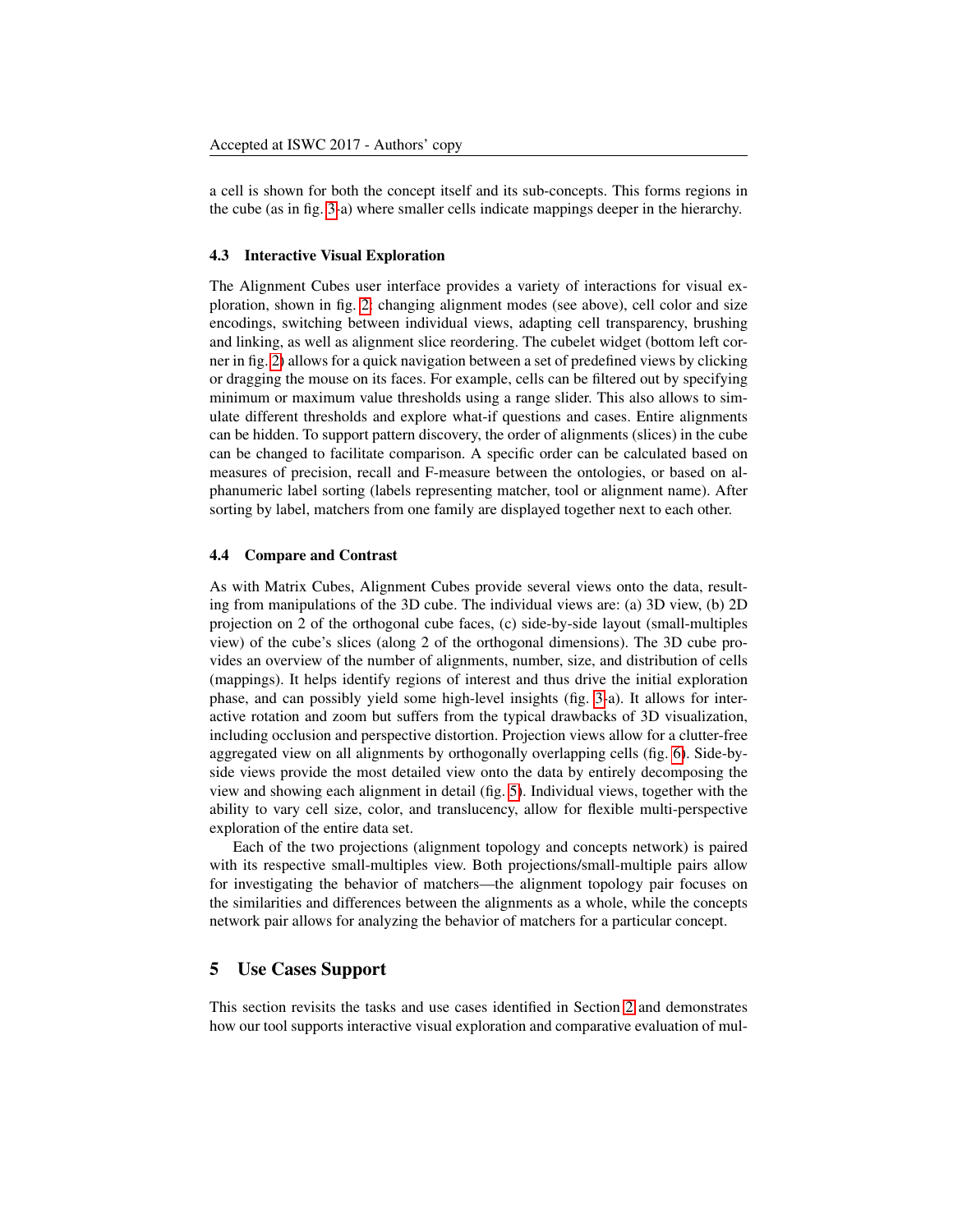a cell is shown for both the concept itself and its sub-concepts. This forms regions in the cube (as in fig. 3-a) where smaller cells indicate mappings deeper in the hierarchy.

### 4.3 Interactive Visual Exploration

The Alignment Cubes user interface provides a variety of interactions for visual exploration, shown in fig. 2: changing alignment modes (see above), cell color and size encodings, switching between individual views, adapting cell transparency, brushing and linking, as well as alignment slice reordering. The cubelet widget (bottom left corner in fig. 2) allows for a quick navigation between a set of predefined views by clicking or dragging the mouse on its faces. For example, cells can be filtered out by specifying minimum or maximum value thresholds using a range slider. This also allows to simulate different thresholds and explore what-if questions and cases. Entire alignments can be hidden. To support pattern discovery, the order of alignments (slices) in the cube can be changed to facilitate comparison. A specific order can be calculated based on measures of precision, recall and F-measure between the ontologies, or based on alphanumeric label sorting (labels representing matcher, tool or alignment name). After sorting by label, matchers from one family are displayed together next to each other.

### 4.4 Compare and Contrast

As with Matrix Cubes, Alignment Cubes provide several views onto the data, resulting from manipulations of the 3D cube. The individual views are: (a) 3D view, (b) 2D projection on 2 of the orthogonal cube faces, (c) side-by-side layout (small-multiples view) of the cube's slices (along 2 of the orthogonal dimensions). The 3D cube provides an overview of the number of alignments, number, size, and distribution of cells (mappings). It helps identify regions of interest and thus drive the initial exploration phase, and can possibly yield some high-level insights (fig. 3-a). It allows for interactive rotation and zoom but suffers from the typical drawbacks of 3D visualization, including occlusion and perspective distortion. Projection views allow for a clutter-free aggregated view on all alignments by orthogonally overlapping cells (fig. 6). Side-by-side views provide the most detailed view onto the data by entirely decomposing the view and showing each alignment in detail (fig. 5). Individual views, together with the ability to vary cell size, color, and translucency, allow for flexible multi-perspective exploration of the entire data set.

Each of the two projections (alignment topology and concepts network) is paired with its respective small-multiples view. Both projections/small-multiple pairs allow for investigating the behavior of matchers—the alignment topology pair focuses on the similarities and differences between the alignments as a whole, while the concepts network pair allows for analyzing the behavior of matchers for a particular concept.

## 5 Use Cases Support

This section revisits the tasks and use cases identified in Section 2 and demonstrates how our tool supports interactive visual exploration and comparative evaluation of mul-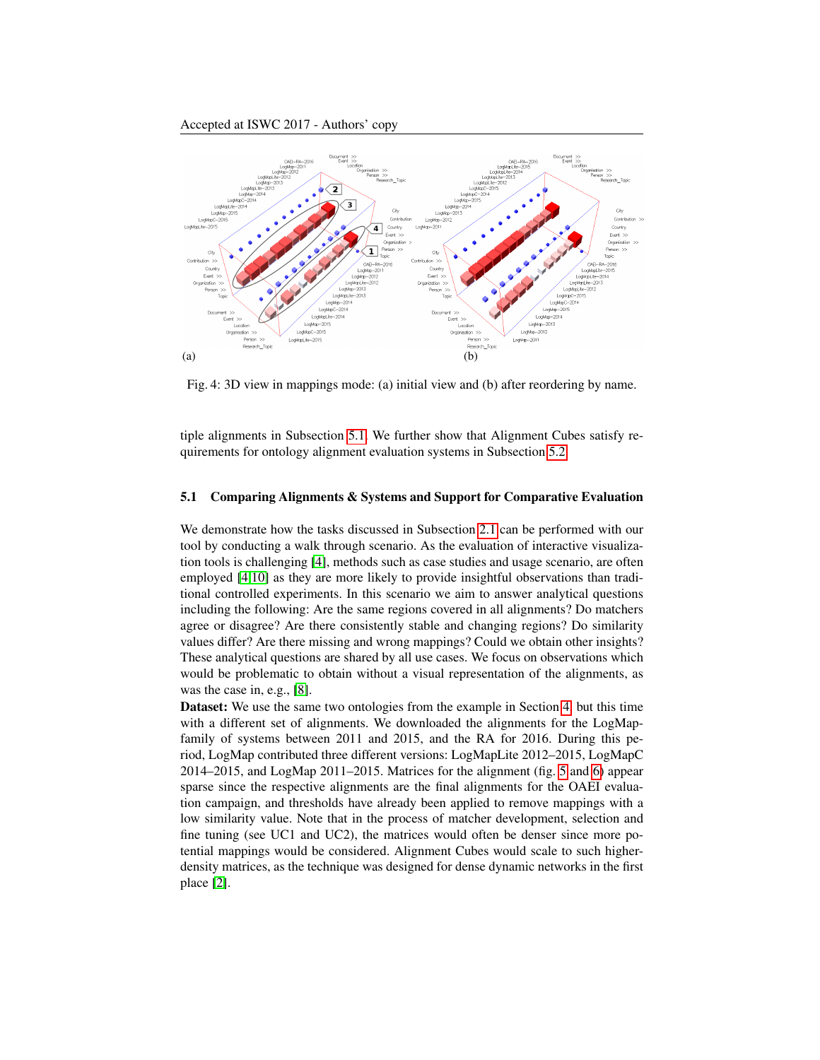(a) (b)

Fig. 4: 3D view in mappings mode: (a) initial view and (b) after reordering by name.

tiple alignments in Subsection 5.1. We further show that Alignment Cubes satisfy requirements for ontology alignment evaluation systems in Subsection 5.2.

### 5.1 Comparing Alignments & Systems and Support for Comparative Evaluation

We demonstrate how the tasks discussed in Subsection 2.1 can be performed with our tool by conducting a walk through scenario. As the evaluation of interactive visualization tools is challenging [4], methods such as case studies and usage scenario, are often employed [4,10] as they are more likely to provide insightful observations than traditional controlled experiments. In this scenario we aim to answer analytical questions including the following: Are the same regions covered in all alignments? Do matchers agree or disagree? Are there consistently stable and changing regions? Do similarity values differ? Are there missing and wrong mappings? Could we obtain other insights? These analytical questions are shared by all use cases. We focus on observations which would be problematic to obtain without a visual representation of the alignments, as was the case in, e.g., [8].

**Dataset:** We use the same two ontologies from the example in Section 4, but this time with a different set of alignments. We downloaded the alignments for the LogMap-family of systems between 2011 and 2015, and the RA for 2016. During this period, LogMap contributed three different versions: LogMapLite 2012–2015, LogMapC 2014–2015, and LogMap 2011–2015. Matrices for the alignment (fig. 5 and 6) appear sparse since the respective alignments are the final alignments for the OAEI evaluation campaign, and thresholds have already been applied to remove mappings with a low similarity value. Note that in the process of matcher development, selection and fine tuning (see UC1 and UC2), the matrices would often be denser since more potential mappings would be considered. Alignment Cubes would scale to such higher-density matrices, as the technique was designed for dense dynamic networks in the first place [2].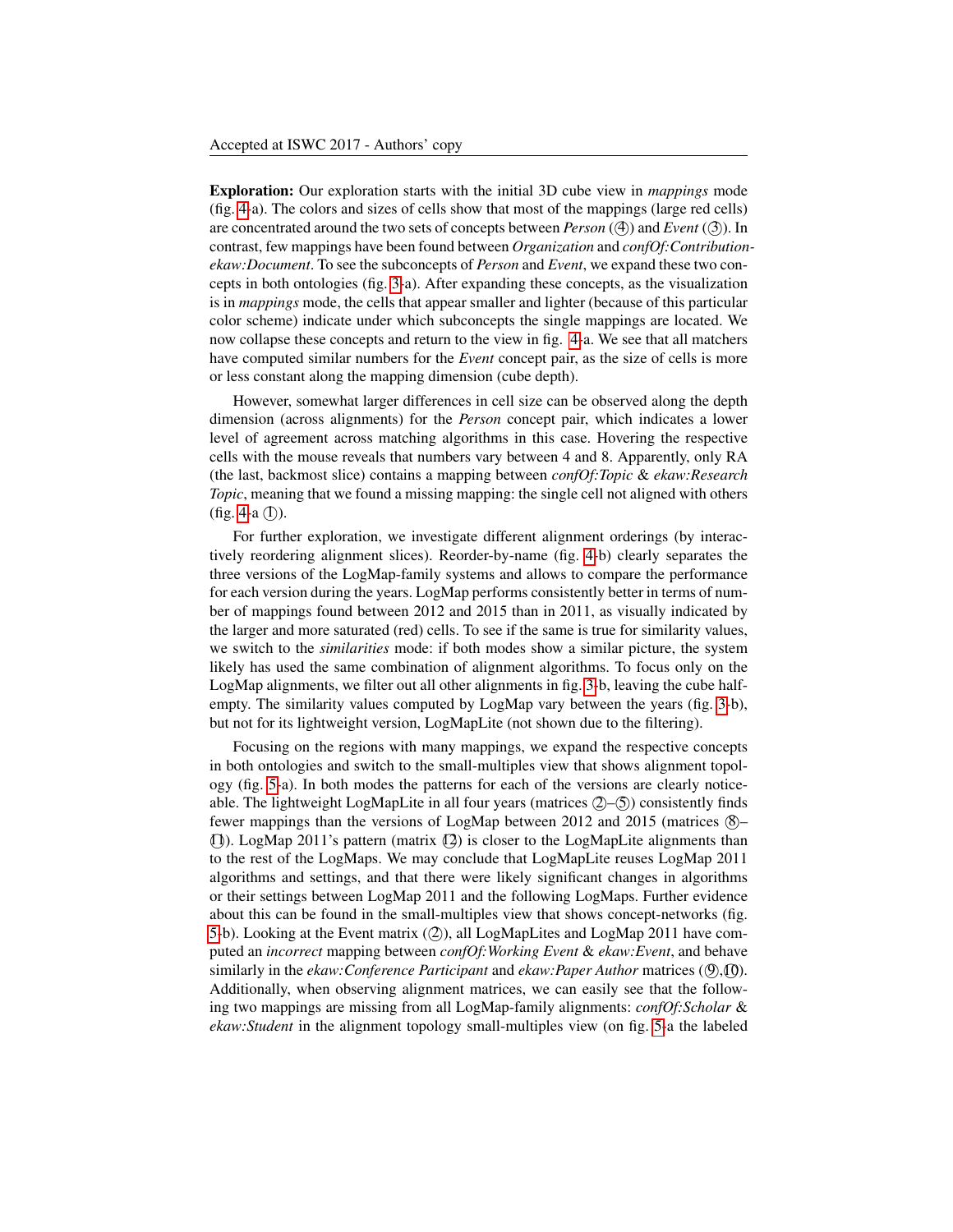**Exploration:** Our exploration starts with the initial 3D cube view in *mappings* mode (fig. 4-a). The colors and sizes of cells show that most of the mappings (large red cells) are concentrated around the two sets of concepts between *Person* (④) and *Event* (③). In contrast, few mappings have been found between *Organization* and *confOf:Contribution-ekaw:Document*. To see the subconcepts of *Person* and *Event*, we expand these two concepts in both ontologies (fig. 3-a). After expanding these concepts, as the visualization is in *mappings* mode, the cells that appear smaller and lighter (because of this particular color scheme) indicate under which subconcepts the single mappings are located. We now collapse these concepts and return to the view in fig. 4-a. We see that all matchers have computed similar numbers for the *Event* concept pair, as the size of cells is more or less constant along the mapping dimension (cube depth).

However, somewhat larger differences in cell size can be observed along the depth dimension (across alignments) for the *Person* concept pair, which indicates a lower level of agreement across matching algorithms in this case. Hovering the respective cells with the mouse reveals that numbers vary between 4 and 8. Apparently, only RA (the last, backmost slice) contains a mapping between *confOf:Topic* & *ekaw:Research Topic*, meaning that we found a missing mapping: the single cell not aligned with others (fig. 4-a ①).

For further exploration, we investigate different alignment orderings (by interactively reordering alignment slices). Reorder-by-name (fig. 4-b) clearly separates the three versions of the LogMap-family systems and allows to compare the performance for each version during the years. LogMap performs consistently better in terms of number of mappings found between 2012 and 2015 than in 2011, as visually indicated by the larger and more saturated (red) cells. To see if the same is true for similarity values, we switch to the *similarities* mode: if both modes show a similar picture, the system likely has used the same combination of alignment algorithms. To focus only on the LogMap alignments, we filter out all other alignments in fig. 3-b, leaving the cube half-empty. The similarity values computed by LogMap vary between the years (fig. 3-b), but not for its lightweight version, LogMapLite (not shown due to the filtering).

Focusing on the regions with many mappings, we expand the respective concepts in both ontologies and switch to the small-multiples view that shows alignment topology (fig. 5-a). In both modes the patterns for each of the versions are clearly noticeable. The lightweight LogMapLite in all four years (matrices ②–⑤) consistently finds fewer mappings than the versions of LogMap between 2012 and 2015 (matrices ⑧–⑪). LogMap 2011's pattern (matrix ⑫) is closer to the LogMapLite alignments than to the rest of the LogMaps. We may conclude that LogMapLite reuses LogMap 2011 algorithms and settings, and that there were likely significant changes in algorithms or their settings between LogMap 2011 and the following LogMaps. Further evidence about this can be found in the small-multiples view that shows concept-networks (fig. 5-b). Looking at the Event matrix (②), all LogMapLites and LogMap 2011 have computed an *incorrect* mapping between *confOf:Working Event* & *ekaw:Event*, and behave similarly in the *ekaw:Conference Participant* and *ekaw:Paper Author* matrices (⑨,⑩). Additionally, when observing alignment matrices, we can easily see that the following two mappings are missing from all LogMap-family alignments: *confOf:Scholar* & *ekaw:Student* in the alignment topology small-multiples view (on fig. 5-a the labeled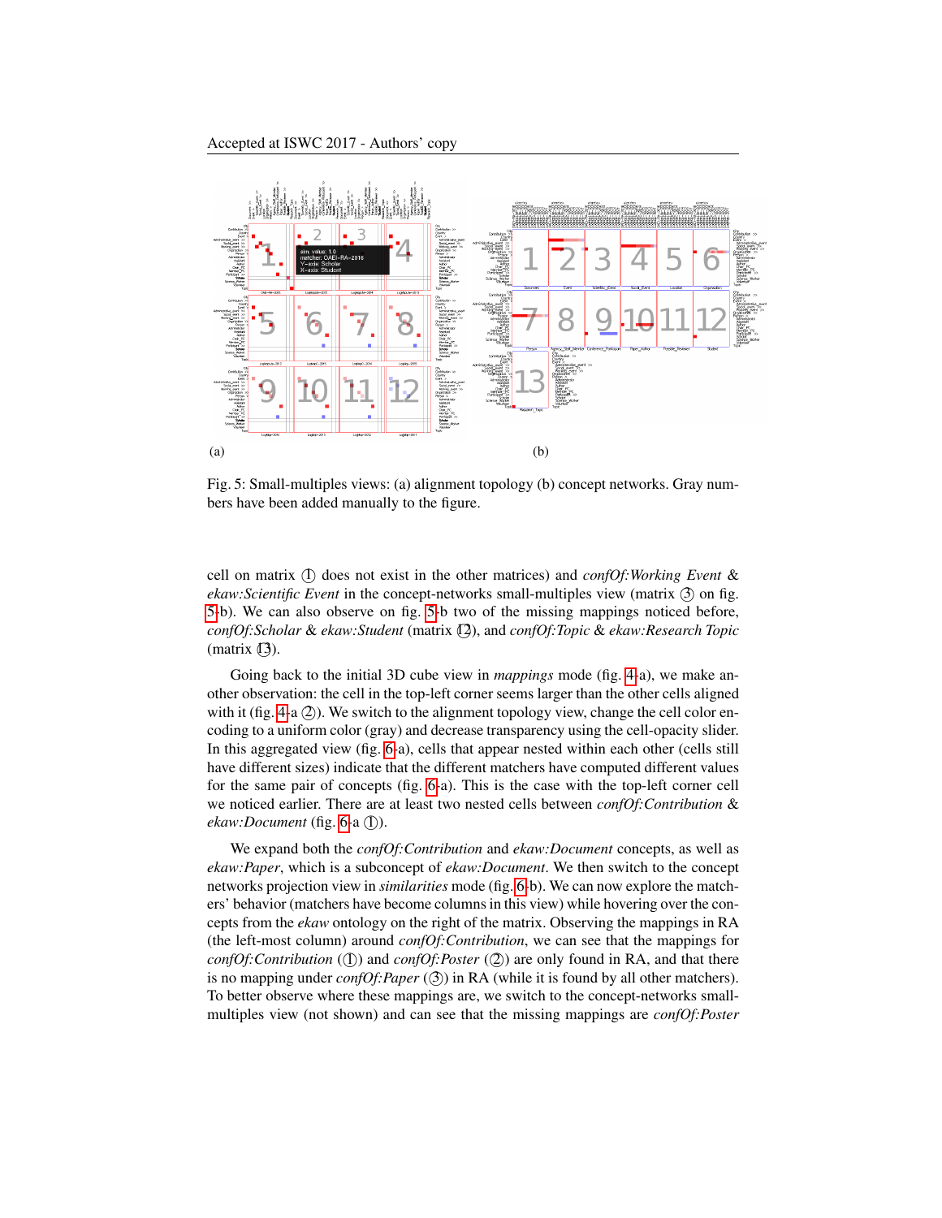(a) (b)

Fig. 5: Small-multiples views: (a) alignment topology (b) concept networks. Gray numbers have been added manually to the figure.

cell on matrix ① does not exist in the other matrices) and *confOf:Working Event* & *ekaw:Scientific Event* in the concept-networks small-multiples view (matrix ③ on fig. 5-b). We can also observe on fig. 5-b two of the missing mappings noticed before, *confOf:Scholar* & *ekaw:Student* (matrix ⑫), and *confOf:Topic* & *ekaw:Research Topic* (matrix ⑬).

Going back to the initial 3D cube view in *mappings* mode (fig. 4-a), we make another observation: the cell in the top-left corner seems larger than the other cells aligned with it (fig. 4-a ②). We switch to the alignment topology view, change the cell color encoding to a uniform color (gray) and decrease transparency using the cell-opacity slider. In this aggregated view (fig. 6-a), cells that appear nested within each other (cells still have different sizes) indicate that the different matchers have computed different values for the same pair of concepts (fig. 6-a). This is the case with the top-left corner cell we noticed earlier. There are at least two nested cells between *confOf:Contribution* & *ekaw:Document* (fig. 6-a ①).

We expand both the *confOf:Contribution* and *ekaw:Document* concepts, as well as *ekaw:Paper*, which is a subconcept of *ekaw:Document*. We then switch to the concept networks projection view in *similarities* mode (fig. 6-b). We can now explore the matchers' behavior (matchers have become columns in this view) while hovering over the concepts from the *ekaw* ontology on the right of the matrix. Observing the mappings in RA (the left-most column) around *confOf:Contribution*, we can see that the mappings for *confOf:Contribution* (①) and *confOf:Poster* (②) are only found in RA, and that there is no mapping under *confOf:Paper* (③) in RA (while it is found by all other matchers). To better observe where these mappings are, we switch to the concept-networks small-multiples view (not shown) and can see that the missing mappings are *confOf:Poster*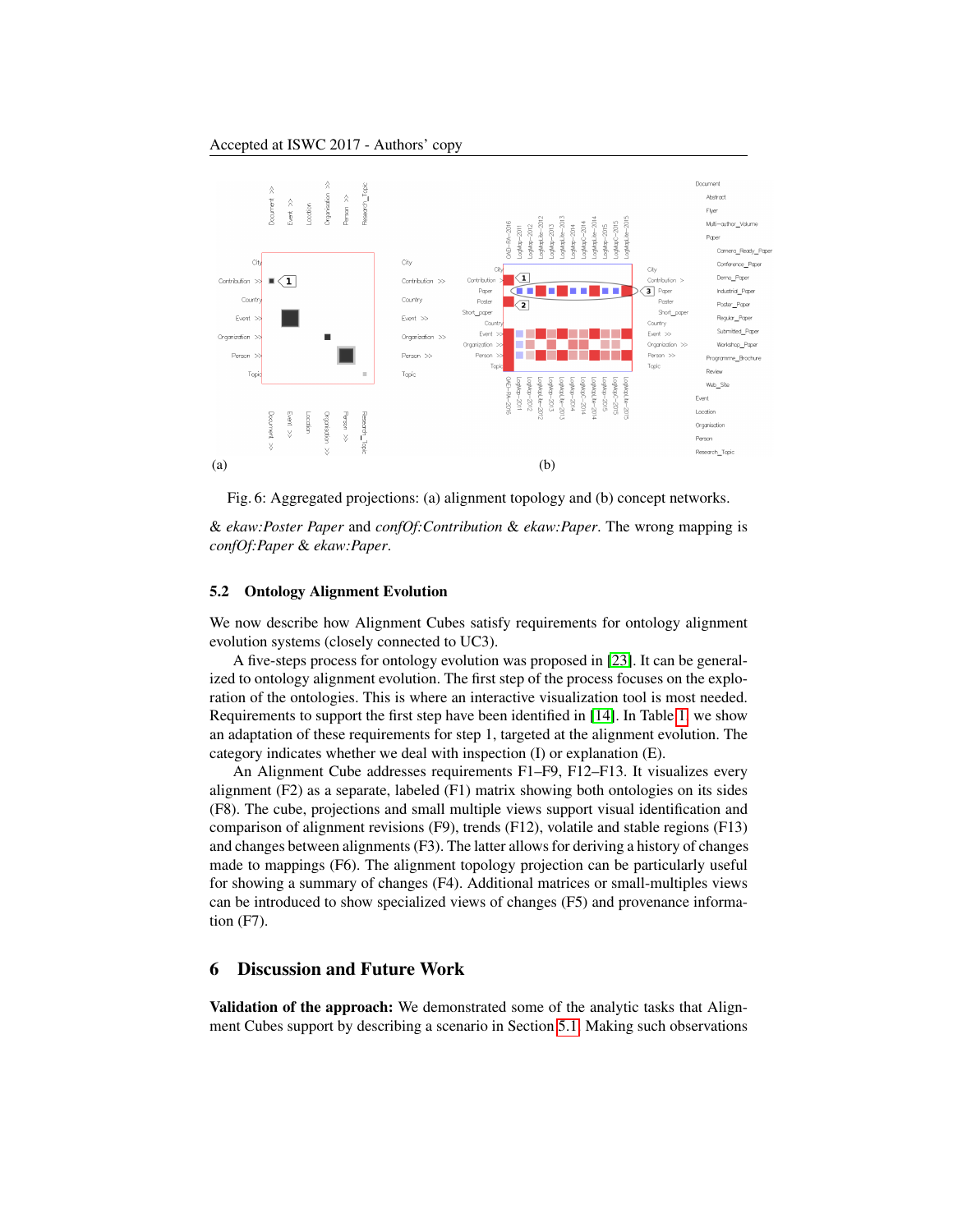Fig. 6: Aggregated projections: (a) alignment topology and (b) concept networks.

& *ekaw:Poster Paper* and *confOf:Contribution* & *ekaw:Paper*. The wrong mapping is *confOf:Paper* & *ekaw:Paper*.

### 5.2 Ontology Alignment Evolution

We now describe how Alignment Cubes satisfy requirements for ontology alignment evolution systems (closely connected to UC3).

A five-steps process for ontology evolution was proposed in [23]. It can be generalized to ontology alignment evolution. The first step of the process focuses on the exploration of the ontologies. This is where an interactive visualization tool is most needed. Requirements to support the first step have been identified in [14]. In Table 1 we show an adaptation of these requirements for step 1, targeted at the alignment evolution. The category indicates whether we deal with inspection (I) or explanation (E).

An Alignment Cube addresses requirements F1–F9, F12–F13. It visualizes every alignment (F2) as a separate, labeled (F1) matrix showing both ontologies on its sides (F8). The cube, projections and small multiple views support visual identification and comparison of alignment revisions (F9), trends (F12), volatile and stable regions (F13) and changes between alignments (F3). The latter allows for deriving a history of changes made to mappings (F6). The alignment topology projection can be particularly useful for showing a summary of changes (F4). Additional matrices or small-multiples views can be introduced to show specialized views of changes (F5) and provenance information (F7).

## 6 Discussion and Future Work

**Validation of the approach:** We demonstrated some of the analytic tasks that Alignment Cubes support by describing a scenario in Section 5.1. Making such observations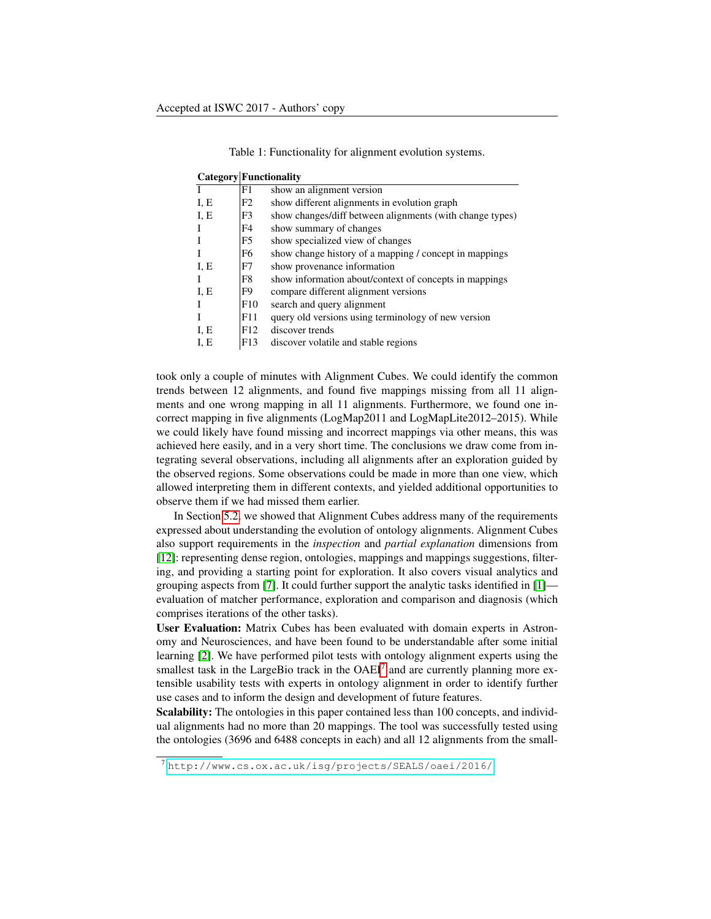Table 1: Functionality for alignment evolution systems.

| Category | Functionality | |
|---|---|---|
| I | F1 | show an alignment version |
| I, E | F2 | show different alignments in evolution graph |
| I, E | F3 | show changes/diff between alignments (with change types) |
| I | F4 | show summary of changes |
| I | F5 | show specialized view of changes |
| I | F6 | show change history of a mapping / concept in mappings |
| I, E | F7 | show provenance information |
| I | F8 | show information about/context of concepts in mappings |
| I, E | F9 | compare different alignment versions |
| I | F10 | search and query alignment |
| I | F11 | query old versions using terminology of new version |
| I, E | F12 | discover trends |
| I, E | F13 | discover volatile and stable regions |

took only a couple of minutes with Alignment Cubes. We could identify the common trends between 12 alignments, and found five mappings missing from all 11 alignments and one wrong mapping in all 11 alignments. Furthermore, we found one incorrect mapping in five alignments (LogMap2011 and LogMapLite2012–2015). While we could likely have found missing and incorrect mappings via other means, this was achieved here easily, and in a very short time. The conclusions we draw come from integrating several observations, including all alignments after an exploration guided by the observed regions. Some observations could be made in more than one view, which allowed interpreting them in different contexts, and yielded additional opportunities to observe them if we had missed them earlier.

In Section 5.2, we showed that Alignment Cubes address many of the requirements expressed about understanding the evolution of ontology alignments. Alignment Cubes also support requirements in the *inspection* and *partial explanation* dimensions from [12]: representing dense region, ontologies, mappings and mappings suggestions, filtering, and providing a starting point for exploration. It also covers visual analytics and grouping aspects from [7]. It could further support the analytic tasks identified in [1]—evaluation of matcher performance, exploration and comparison and diagnosis (which comprises iterations of the other tasks).

**User Evaluation:** Matrix Cubes has been evaluated with domain experts in Astronomy and Neurosciences, and have been found to be understandable after some initial learning [2]. We have performed pilot tests with ontology alignment experts using the smallest task in the LargeBio track in the OAEI[7] and are currently planning more extensible usability tests with experts in ontology alignment in order to identify further use cases and to inform the design and development of future features.

**Scalability:** The ontologies in this paper contained less than 100 concepts, and individual alignments had no more than 20 mappings. The tool was successfully tested using the ontologies (3696 and 6488 concepts in each) and all 12 alignments from the small-

[7] http://www.cs.ox.ac.uk/isg/projects/SEALS/oaei/2016/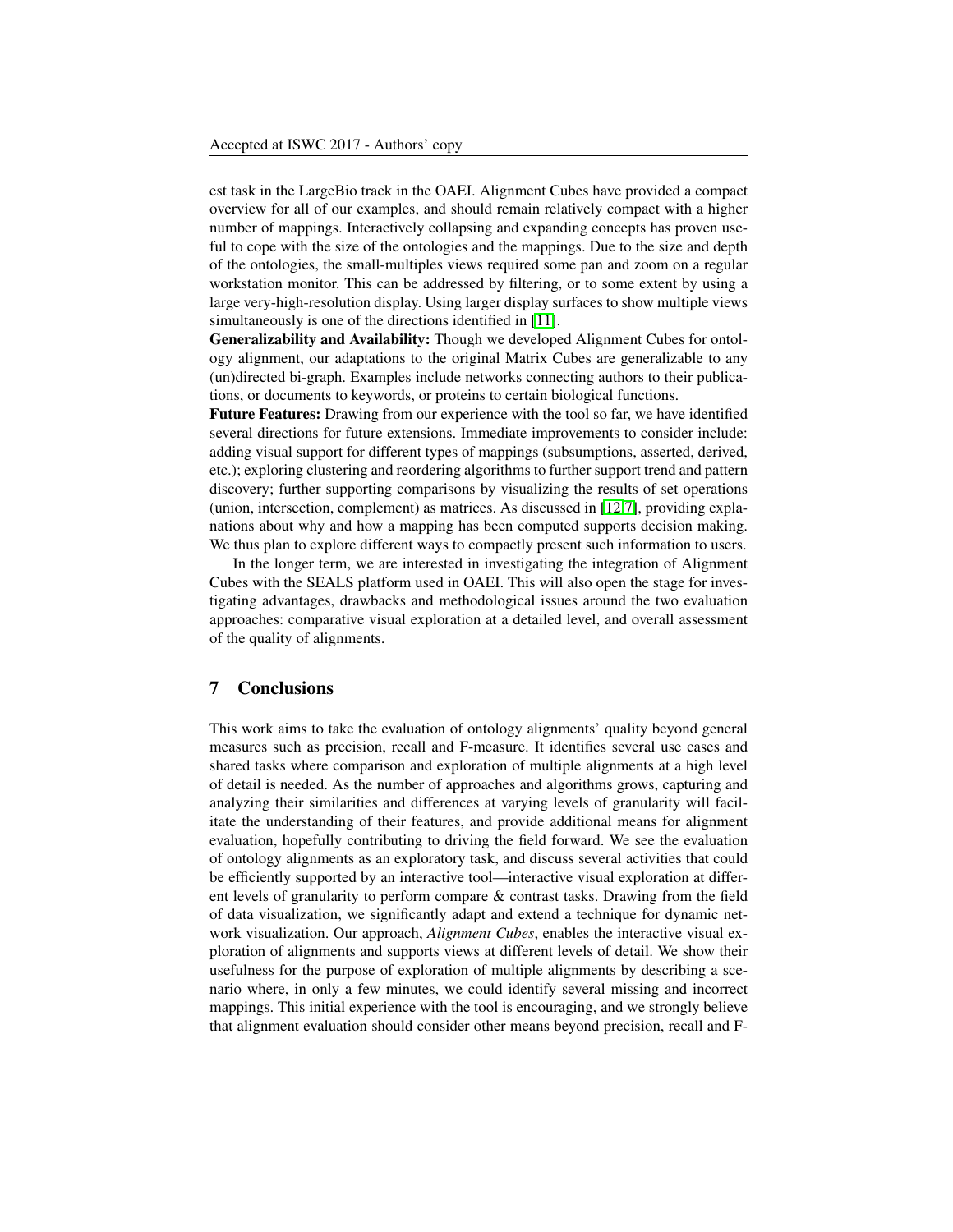est task in the LargeBio track in the OAEI. Alignment Cubes have provided a compact overview for all of our examples, and should remain relatively compact with a higher number of mappings. Interactively collapsing and expanding concepts has proven useful to cope with the size of the ontologies and the mappings. Due to the size and depth of the ontologies, the small-multiples views required some pan and zoom on a regular workstation monitor. This can be addressed by filtering, or to some extent by using a large very-high-resolution display. Using larger display surfaces to show multiple views simultaneously is one of the directions identified in [11].

**Generalizability and Availability:** Though we developed Alignment Cubes for ontology alignment, our adaptations to the original Matrix Cubes are generalizable to any (un)directed bi-graph. Examples include networks connecting authors to their publications, or documents to keywords, or proteins to certain biological functions.

**Future Features:** Drawing from our experience with the tool so far, we have identified several directions for future extensions. Immediate improvements to consider include: adding visual support for different types of mappings (subsumptions, asserted, derived, etc.); exploring clustering and reordering algorithms to further support trend and pattern discovery; further supporting comparisons by visualizing the results of set operations (union, intersection, complement) as matrices. As discussed in [12,7], providing explanations about why and how a mapping has been computed supports decision making. We thus plan to explore different ways to compactly present such information to users.

In the longer term, we are interested in investigating the integration of Alignment Cubes with the SEALS platform used in OAEI. This will also open the stage for investigating advantages, drawbacks and methodological issues around the two evaluation approaches: comparative visual exploration at a detailed level, and overall assessment of the quality of alignments.

## 7 Conclusions

This work aims to take the evaluation of ontology alignments' quality beyond general measures such as precision, recall and F-measure. It identifies several use cases and shared tasks where comparison and exploration of multiple alignments at a high level of detail is needed. As the number of approaches and algorithms grows, capturing and analyzing their similarities and differences at varying levels of granularity will facilitate the understanding of their features, and provide additional means for alignment evaluation, hopefully contributing to driving the field forward. We see the evaluation of ontology alignments as an exploratory task, and discuss several activities that could be efficiently supported by an interactive tool—interactive visual exploration at different levels of granularity to perform compare & contrast tasks. Drawing from the field of data visualization, we significantly adapt and extend a technique for dynamic network visualization. Our approach, *Alignment Cubes*, enables the interactive visual exploration of alignments and supports views at different levels of detail. We show their usefulness for the purpose of exploration of multiple alignments by describing a scenario where, in only a few minutes, we could identify several missing and incorrect mappings. This initial experience with the tool is encouraging, and we strongly believe that alignment evaluation should consider other means beyond precision, recall and F-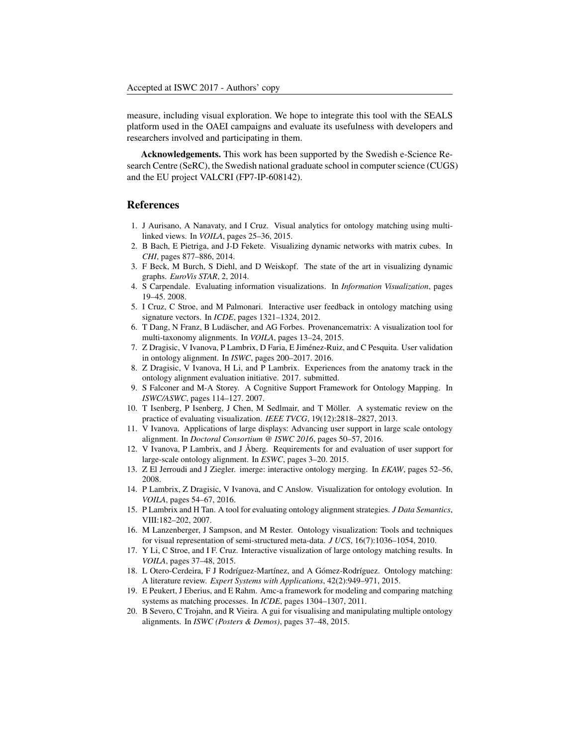measure, including visual exploration. We hope to integrate this tool with the SEALS platform used in the OAEI campaigns and evaluate its usefulness with developers and researchers involved and participating in them.

**Acknowledgements.** This work has been supported by the Swedish e-Science Research Centre (SeRC), the Swedish national graduate school in computer science (CUGS) and the EU project VALCRI (FP7-IP-608142).

## References

1. J Aurisano, A Nanavaty, and I Cruz. Visual analytics for ontology matching using multi-linked views. In *VOILA*, pages 25–36, 2015.
2. B Bach, E Pietriga, and J-D Fekete. Visualizing dynamic networks with matrix cubes. In *CHI*, pages 877–886, 2014.
3. F Beck, M Burch, S Diehl, and D Weiskopf. The state of the art in visualizing dynamic graphs. *EuroVis STAR*, 2, 2014.
4. S Carpendale. Evaluating information visualizations. In *Information Visualization*, pages 19–45. 2008.
5. I Cruz, C Stroe, and M Palmonari. Interactive user feedback in ontology matching using signature vectors. In *ICDE*, pages 1321–1324, 2012.
6. T Dang, N Franz, B Ludäscher, and AG Forbes. Provenancematrix: A visualization tool for multi-taxonomy alignments. In *VOILA*, pages 13–24, 2015.
7. Z Dragisic, V Ivanova, P Lambrix, D Faria, E Jiménez-Ruiz, and C Pesquita. User validation in ontology alignment. In *ISWC*, pages 200–2017. 2016.
8. Z Dragisic, V Ivanova, H Li, and P Lambrix. Experiences from the anatomy track in the ontology alignment evaluation initiative. 2017. submitted.
9. S Falconer and M-A Storey. A Cognitive Support Framework for Ontology Mapping. In *ISWC/ASWC*, pages 114–127. 2007.
10. T Isenberg, P Isenberg, J Chen, M Sedlmair, and T Möller. A systematic review on the practice of evaluating visualization. *IEEE TVCG*, 19(12):2818–2827, 2013.
11. V Ivanova. Applications of large displays: Advancing user support in large scale ontology alignment. In *Doctoral Consortium @ ISWC 2016*, pages 50–57, 2016.
12. V Ivanova, P Lambrix, and J Åberg. Requirements for and evaluation of user support for large-scale ontology alignment. In *ESWC*, pages 3–20. 2015.
13. Z El Jerroudi and J Ziegler. imerge: interactive ontology merging. In *EKAW*, pages 52–56, 2008.
14. P Lambrix, Z Dragisic, V Ivanova, and C Anslow. Visualization for ontology evolution. In *VOILA*, pages 54–67, 2016.
15. P Lambrix and H Tan. A tool for evaluating ontology alignment strategies. *J Data Semantics*, VIII:182–202, 2007.
16. M Lanzenberger, J Sampson, and M Rester. Ontology visualization: Tools and techniques for visual representation of semi-structured meta-data. *J UCS*, 16(7):1036–1054, 2010.
17. Y Li, C Stroe, and I F. Cruz. Interactive visualization of large ontology matching results. In *VOILA*, pages 37–48, 2015.
18. L Otero-Cerdeira, F J Rodríguez-Martínez, and A Gómez-Rodríguez. Ontology matching: A literature review. *Expert Systems with Applications*, 42(2):949–971, 2015.
19. E Peukert, J Eberius, and E Rahm. Amc-a framework for modeling and comparing matching systems as matching processes. In *ICDE*, pages 1304–1307, 2011.
20. B Severo, C Trojahn, and R Vieira. A gui for visualising and manipulating multiple ontology alignments. In *ISWC (Posters & Demos)*, pages 37–48, 2015.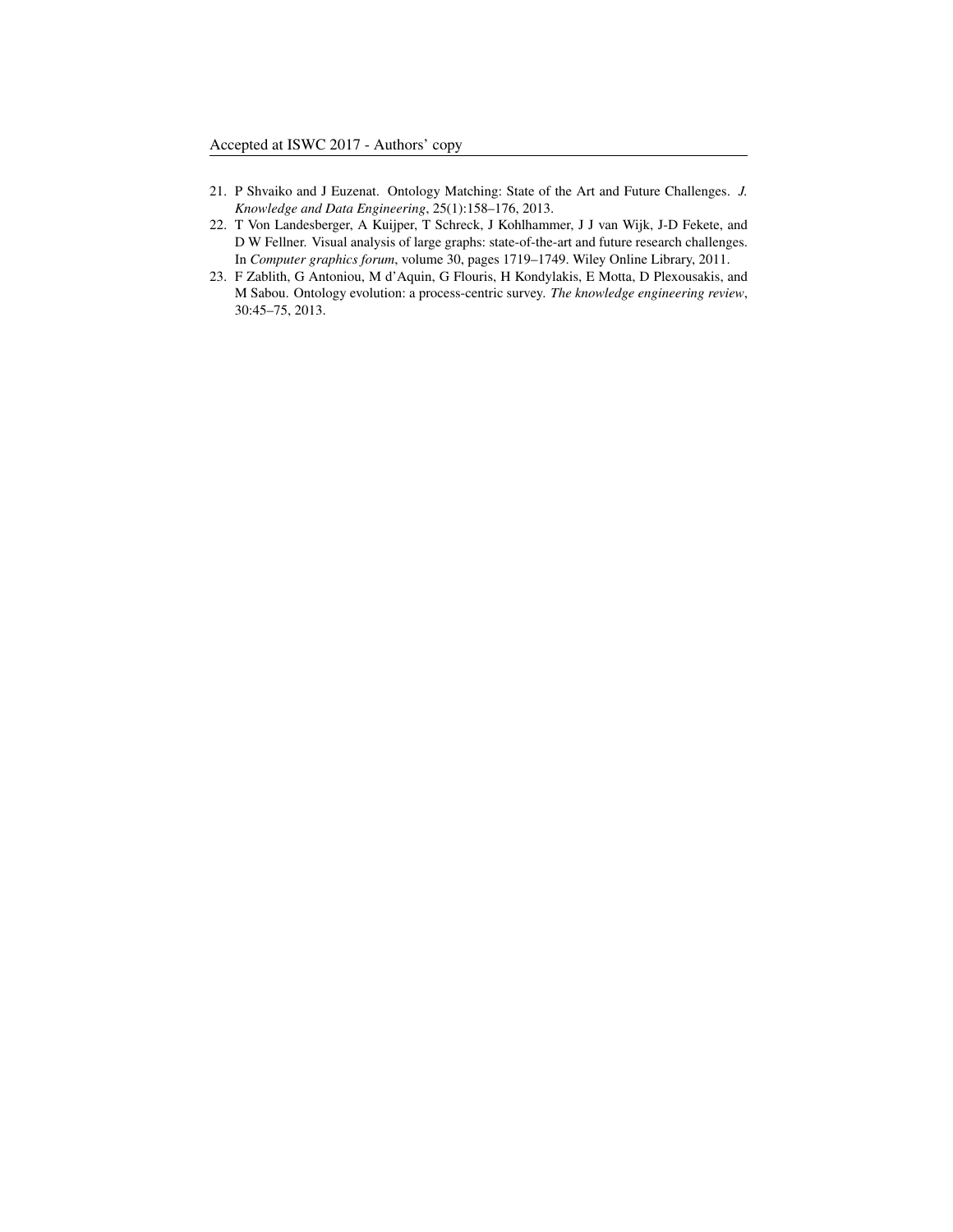21. P Shvaiko and J Euzenat. Ontology Matching: State of the Art and Future Challenges. *J. Knowledge and Data Engineering*, 25(1):158–176, 2013.
22. T Von Landesberger, A Kuijper, T Schreck, J Kohlhammer, J J van Wijk, J-D Fekete, and D W Fellner. Visual analysis of large graphs: state-of-the-art and future research challenges. In *Computer graphics forum*, volume 30, pages 1719–1749. Wiley Online Library, 2011.
23. F Zablith, G Antoniou, M d'Aquin, G Flouris, H Kondylakis, E Motta, D Plexousakis, and M Sabou. Ontology evolution: a process-centric survey. *The knowledge engineering review*, 30:45–75, 2013.